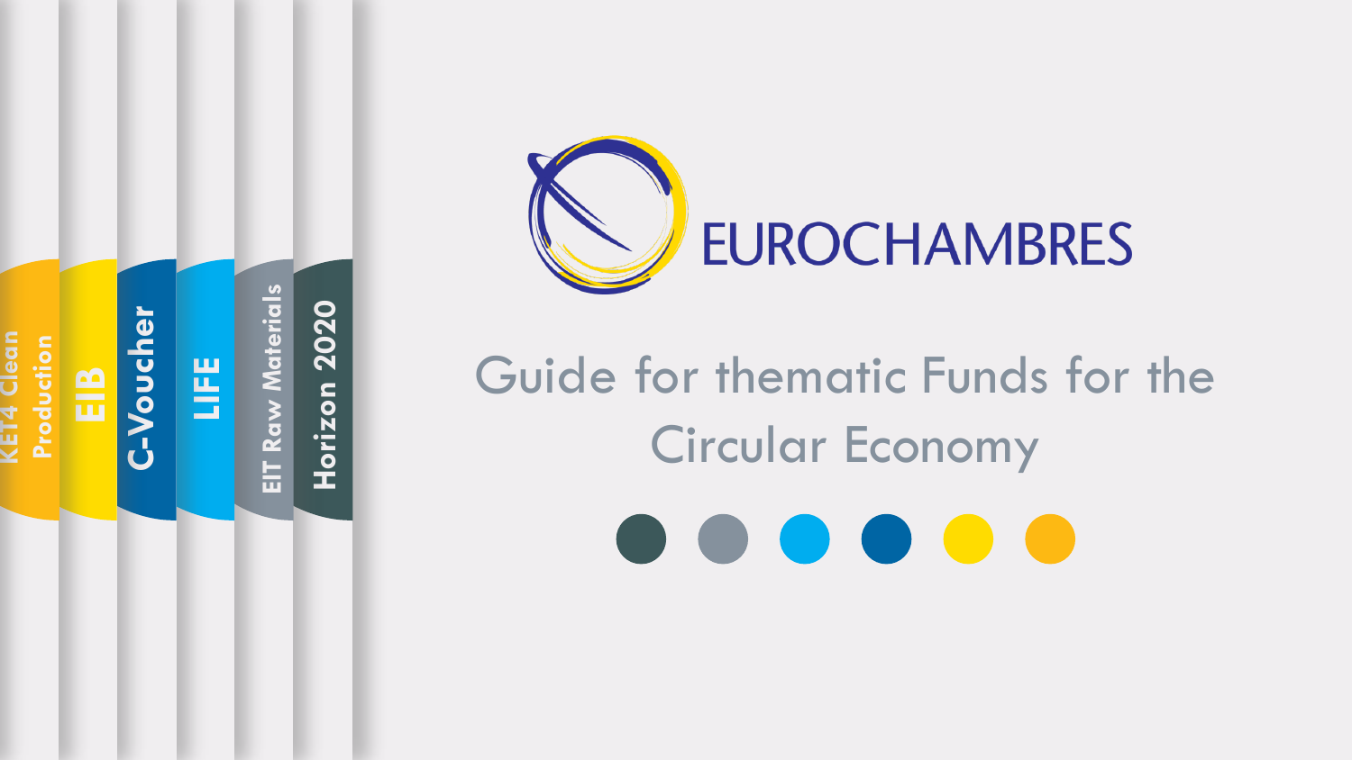KET4 Clean Production

EIB

C-Voucher

LIFE

EIT Raw Materials

Horizon 2020

EUROCHAMBRES

# Guide for thematic Funds for the Circular Economy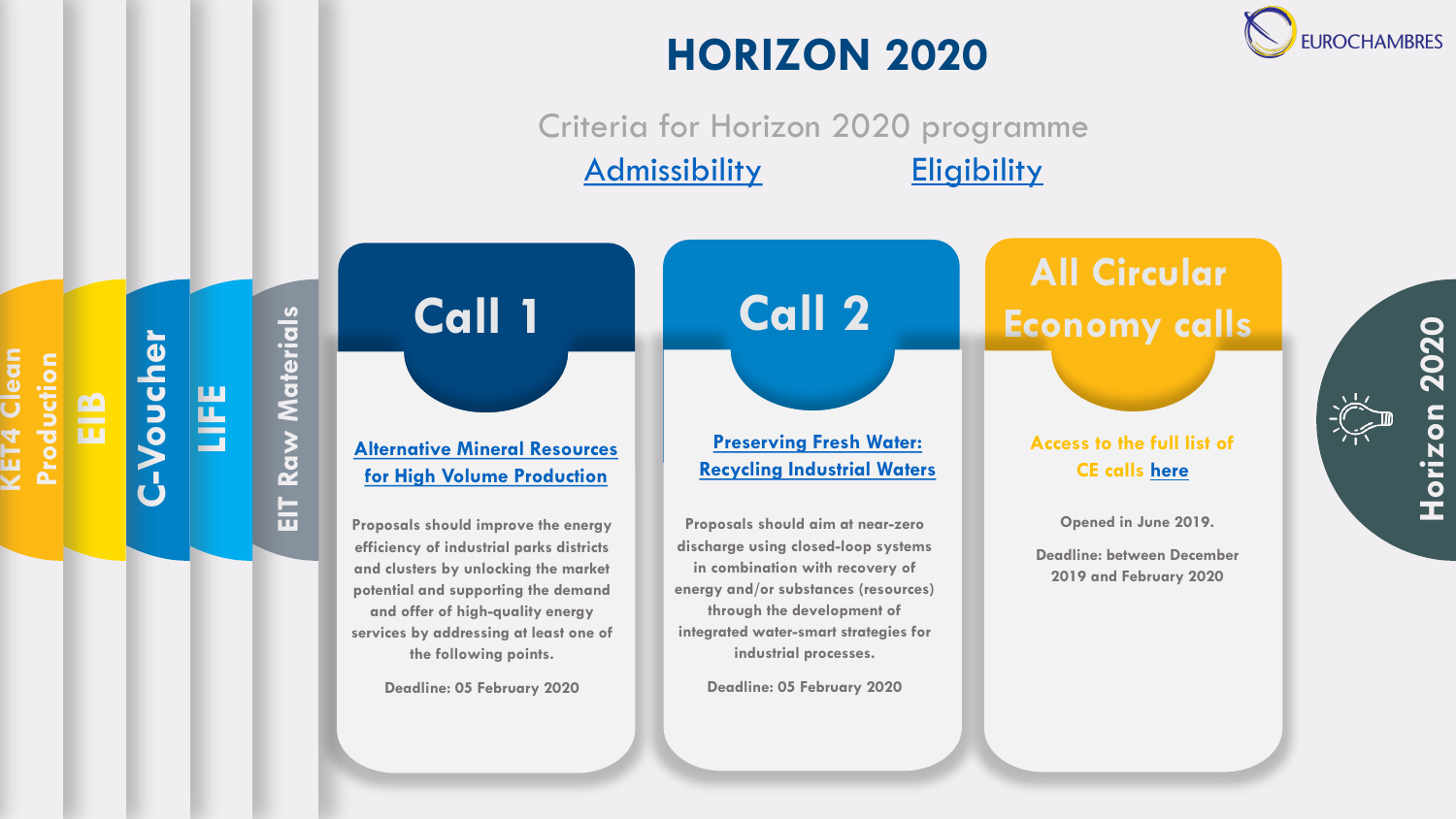# HORIZON 2020

EUROCHAMBRES

Criteria for Horizon 2020 programme

Admissibility    Eligibility

KET4 Clean Production | EIB | C-Voucher | LIFE | EIT Raw Materials

## Call 1

**Alternative Mineral Resources for High Volume Production**

Proposals should improve the energy efficiency of industrial parks districts and clusters by unlocking the market potential and supporting the demand and offer of high-quality energy services by addressing at least one of the following points.

Deadline: 05 February 2020

## Call 2

**Preserving Fresh Water: Recycling Industrial Waters**

Proposals should aim at near-zero discharge using closed-loop systems in combination with recovery of energy and/or substances (resources) through the development of integrated water-smart strategies for industrial processes.

Deadline: 05 February 2020

## All Circular Economy calls

Access to the full list of CE calls here

Opened in June 2019.

Deadline: between December 2019 and February 2020

Horizon 2020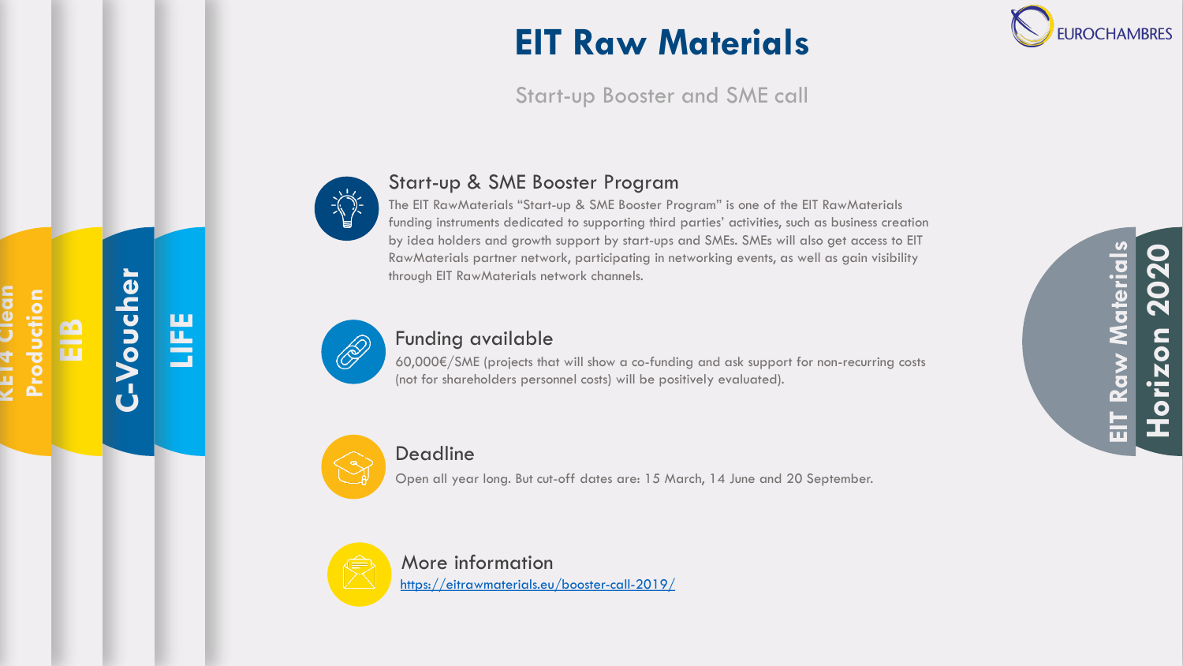# EIT Raw Materials

Start-up Booster and SME call

## Start-up & SME Booster Program

The EIT RawMaterials "Start-up & SME Booster Program" is one of the EIT RawMaterials funding instruments dedicated to supporting third parties' activities, such as business creation by idea holders and growth support by start-ups and SMEs. SMEs will also get access to EIT RawMaterials partner network, participating in networking events, as well as gain visibility through EIT RawMaterials network channels.

## Funding available

60,000€/SME (projects that will show a co-funding and ask support for non-recurring costs (not for shareholders personnel costs) will be positively evaluated).

## Deadline

Open all year long. But cut-off dates are: 15 March, 14 June and 20 September.

## More information

https://eitrawmaterials.eu/booster-call-2019/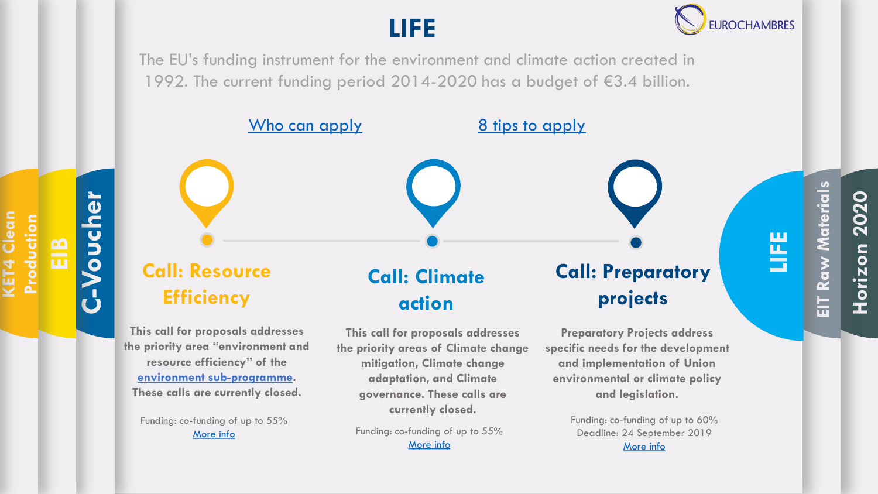# LIFE

The EU's funding instrument for the environment and climate action created in 1992. The current funding period 2014-2020 has a budget of €3.4 billion.

Who can apply | 8 tips to apply

## Call: Resource Efficiency

**This call for proposals addresses the priority area "environment and resource efficiency" of the environment sub-programme. These calls are currently closed.**

Funding: co-funding of up to 55%
More info

## Call: Climate action

**This call for proposals addresses the priority areas of Climate change mitigation, Climate change adaptation, and Climate governance. These calls are currently closed.**

Funding: co-funding of up to 55%
More info

## Call: Preparatory projects

**Preparatory Projects address specific needs for the development and implementation of Union environmental or climate policy and legislation.**

Funding: co-funding of up to 60%
Deadline: 24 September 2019
More info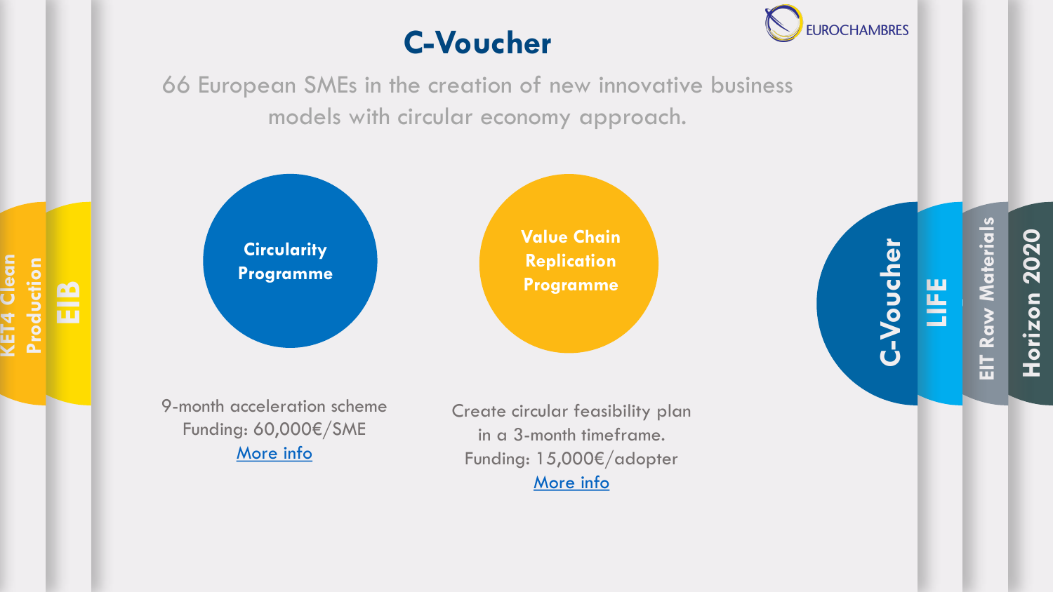# C-Voucher

66 European SMEs in the creation of new innovative business models with circular economy approach.

## Circularity Programme

9-month acceleration scheme
Funding: 60,000€/SME
More info

## Value Chain Replication Programme

Create circular feasibility plan in a 3-month timeframe.
Funding: 15,000€/adopter
More info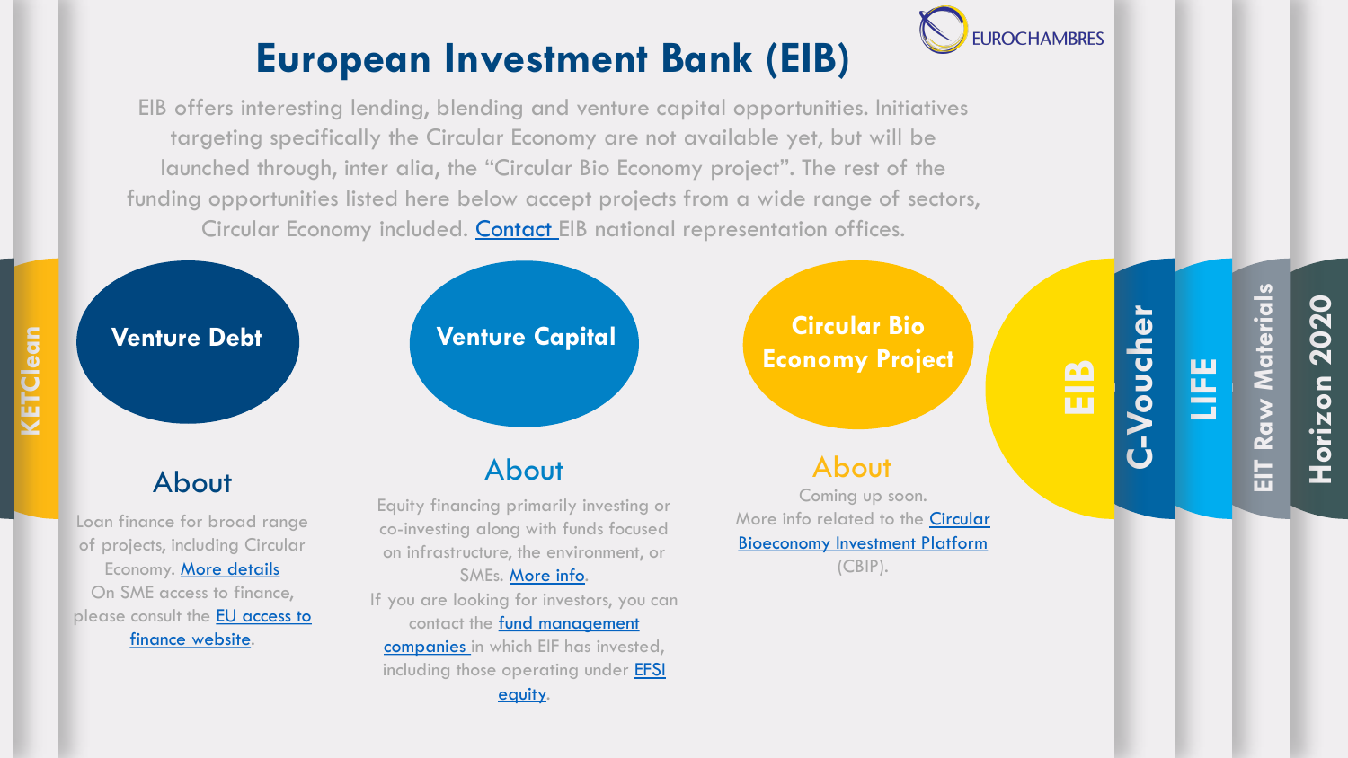# European Investment Bank (EIB)

EIB offers interesting lending, blending and venture capital opportunities. Initiatives targeting specifically the Circular Economy are not available yet, but will be launched through, inter alia, the "Circular Bio Economy project". The rest of the funding opportunities listed here below accept projects from a wide range of sectors, Circular Economy included. Contact EIB national representation offices.

## Venture Debt

### About

Loan finance for broad range of projects, including Circular Economy. More details

On SME access to finance, please consult the EU access to finance website.

## Venture Capital

### About

Equity financing primarily investing or co-investing along with funds focused on infrastructure, the environment, or SMEs. More info.

If you are looking for investors, you can contact the fund management companies in which EIF has invested, including those operating under EFSI equity.

## Circular Bio Economy Project

### About

Coming up soon.

More info related to the Circular Bioeconomy Investment Platform (CBIP).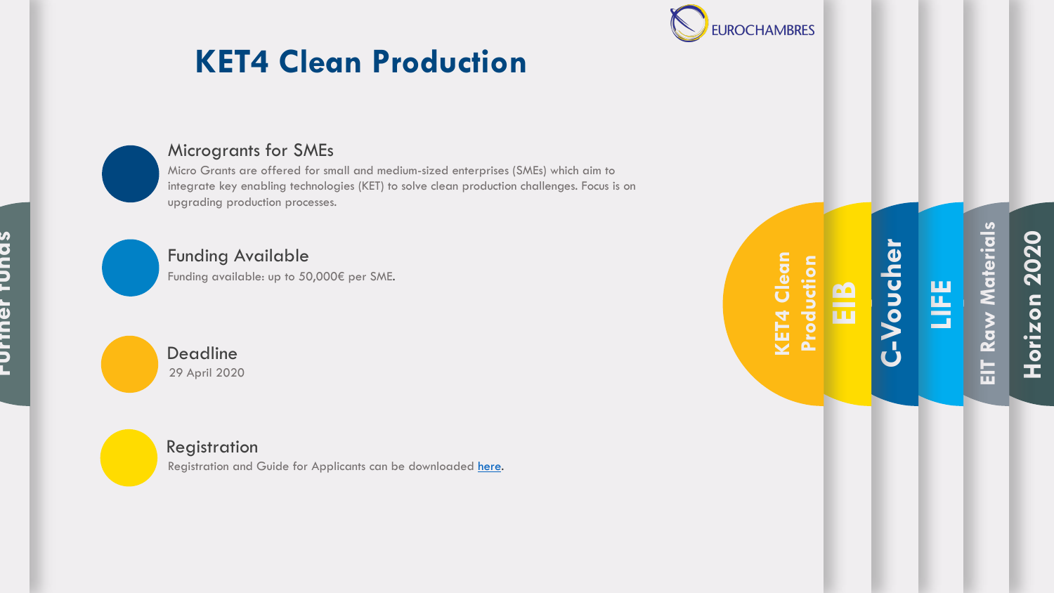# KET4 Clean Production

### Microgrants for SMEs

Micro Grants are offered for small and medium-sized enterprises (SMEs) which aim to integrate key enabling technologies (KET) to solve clean production challenges. Focus is on upgrading production processes.

### Funding Available

Funding available: up to 50,000€ per SME.

### Deadline

29 April 2020

### Registration

Registration and Guide for Applicants can be downloaded here.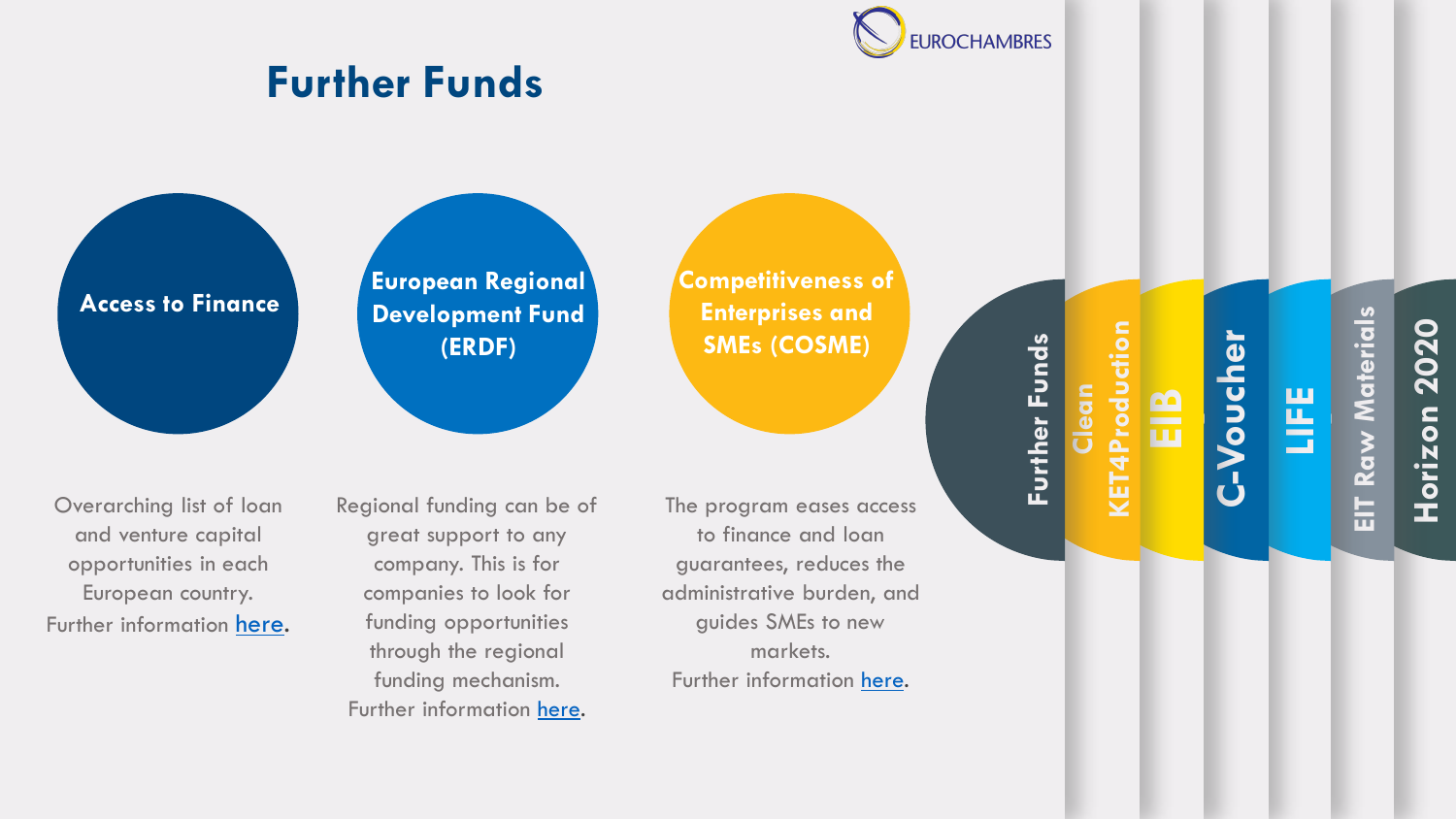# Further Funds

## Access to Finance

Overarching list of loan and venture capital opportunities in each European country.
Further information here.

## European Regional Development Fund (ERDF)

Regional funding can be of great support to any company. This is for companies to look for funding opportunities through the regional funding mechanism.
Further information here.

## Competitiveness of Enterprises and SMEs (COSME)

The program eases access to finance and loan guarantees, reduces the administrative burden, and guides SMEs to new markets.
Further information here.

- Further Funds
- Clean KET4Production
- EIB
- C-Voucher
- LIFE
- EIT Raw Materials
- Horizon 2020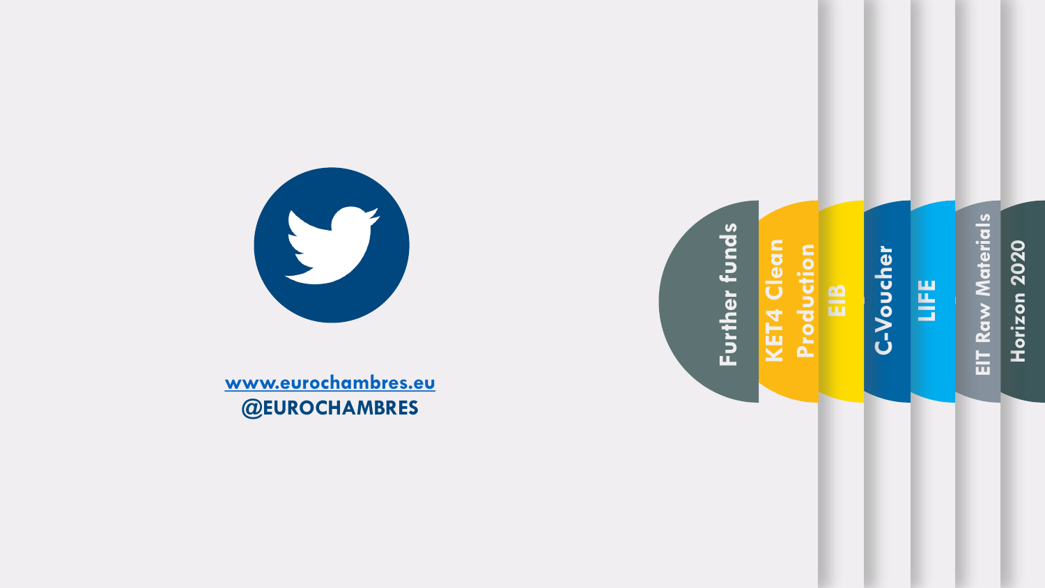www.eurochambres.eu

@EUROCHAMBRES

Further funds

KET4 Clean Production

EIB

C-Voucher

LIFE

EIT Raw Materials

Horizon 2020